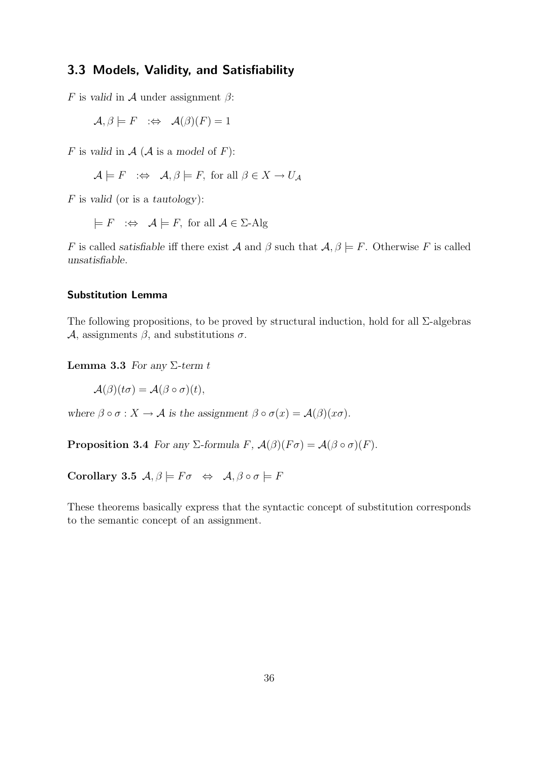## 3.3 Models, Validity, and Satisfiability

$F$ is *valid* in $\mathcal{A}$ under assignment $\beta$:

$$\mathcal{A}, \beta \models F \quad :\Leftrightarrow \quad \mathcal{A}(\beta)(F) = 1$$

$F$ is *valid* in $\mathcal{A}$ ($\mathcal{A}$ is a *model* of $F$):

$$\mathcal{A} \models F \quad :\Leftrightarrow \quad \mathcal{A}, \beta \models F, \text{ for all } \beta \in X \to U_{\mathcal{A}}$$

$F$ is *valid* (or is a *tautology*):

$$\models F \quad :\Leftrightarrow \quad \mathcal{A} \models F, \text{ for all } \mathcal{A} \in \Sigma\text{-Alg}$$

$F$ is called *satisfiable* iff there exist $\mathcal{A}$ and $\beta$ such that $\mathcal{A}, \beta \models F$. Otherwise $F$ is called *unsatisfiable*.

### Substitution Lemma

The following propositions, to be proved by structural induction, hold for all $\Sigma$-algebras $\mathcal{A}$, assignments $\beta$, and substitutions $\sigma$.

**Lemma 3.3** *For any $\Sigma$-term $t$*

$$\mathcal{A}(\beta)(t\sigma) = \mathcal{A}(\beta \circ \sigma)(t),$$

*where $\beta \circ \sigma : X \to \mathcal{A}$ is the assignment $\beta \circ \sigma(x) = \mathcal{A}(\beta)(x\sigma)$.*

**Proposition 3.4** *For any $\Sigma$-formula $F$, $\mathcal{A}(\beta)(F\sigma) = \mathcal{A}(\beta \circ \sigma)(F)$.*

**Corollary 3.5** $\mathcal{A}, \beta \models F\sigma \quad \Leftrightarrow \quad \mathcal{A}, \beta \circ \sigma \models F$

These theorems basically express that the syntactic concept of substitution corresponds to the semantic concept of an assignment.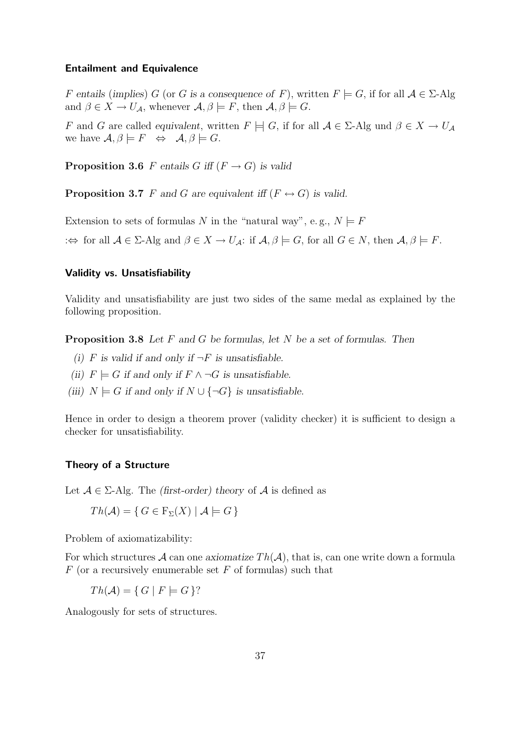### Entailment and Equivalence

*F entails* (*implies*) $G$ (or *G is a consequence of F*), written $F \models G$, if for all $\mathcal{A} \in \Sigma\text{-Alg}$ and $\beta \in X \to U_{\mathcal{A}}$, whenever $\mathcal{A}, \beta \models F$, then $\mathcal{A}, \beta \models G$.

$F$ and $G$ are called *equivalent*, written $F \models\!\mid G$, if for all $\mathcal{A} \in \Sigma\text{-Alg}$ und $\beta \in X \to U_{\mathcal{A}}$ we have $\mathcal{A}, \beta \models F \quad \Leftrightarrow \quad \mathcal{A}, \beta \models G$.

**Proposition 3.6** *$F$ entails $G$ iff $(F \to G)$ is valid*

**Proposition 3.7** *$F$ and $G$ are equivalent iff $(F \leftrightarrow G)$ is valid.*

Extension to sets of formulas $N$ in the "natural way", e. g., $N \models F$

$:\Leftrightarrow$ for all $\mathcal{A} \in \Sigma\text{-Alg}$ and $\beta \in X \to U_{\mathcal{A}}$: if $\mathcal{A}, \beta \models G$, for all $G \in N$, then $\mathcal{A}, \beta \models F$.

### Validity vs. Unsatisfiability

Validity and unsatisfiability are just two sides of the same medal as explained by the following proposition.

**Proposition 3.8** *Let $F$ and $G$ be formulas, let $N$ be a set of formulas. Then*

*(i) $F$ is valid if and only if $\neg F$ is unsatisfiable.*

*(ii) $F \models G$ if and only if $F \wedge \neg G$ is unsatisfiable.*

*(iii) $N \models G$ if and only if $N \cup \{\neg G\}$ is unsatisfiable.*

Hence in order to design a theorem prover (validity checker) it is sufficient to design a checker for unsatisfiability.

### Theory of a Structure

Let $\mathcal{A} \in \Sigma\text{-Alg}$. The *(first-order) theory* of $\mathcal{A}$ is defined as

$$Th(\mathcal{A}) = \{ G \in \mathrm{F}_{\Sigma}(X) \mid \mathcal{A} \models G \}$$

Problem of axiomatizability:

For which structures $\mathcal{A}$ can one *axiomatize* $Th(\mathcal{A})$, that is, can one write down a formula $F$ (or a recursively enumerable set $F$ of formulas) such that

$$Th(\mathcal{A}) = \{ G \mid F \models G \}?$$

Analogously for sets of structures.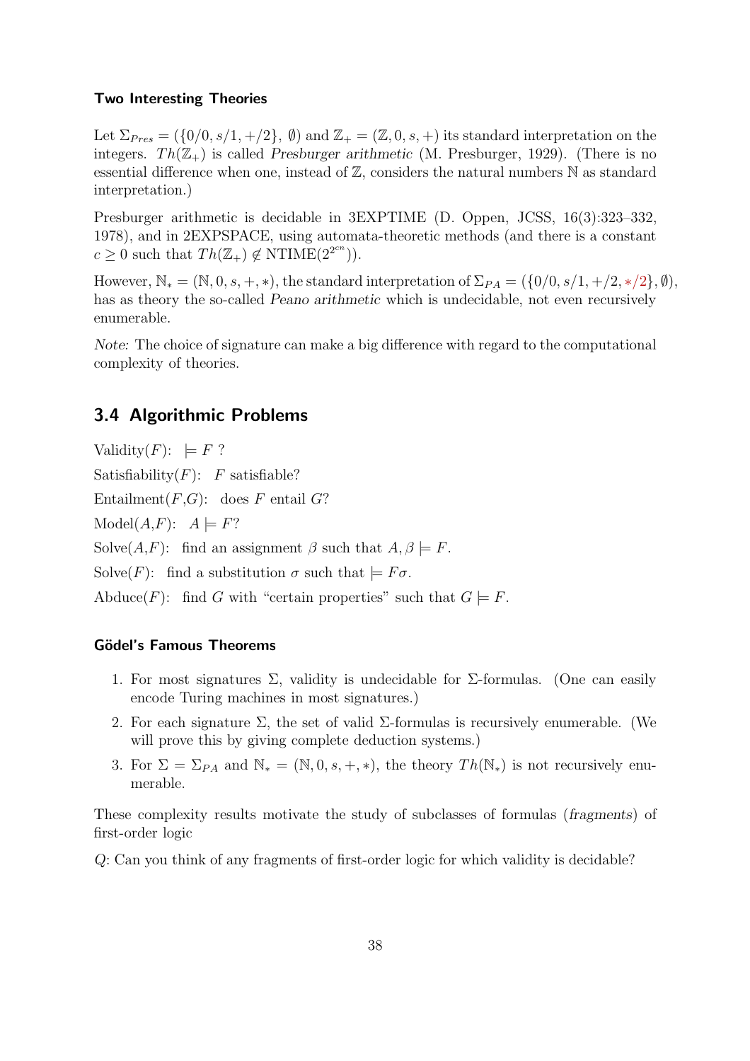### Two Interesting Theories

Let $\Sigma_{Pres} = (\{0/0, s/1, +/2\},\ \emptyset)$ and $\mathbb{Z}_+ = (\mathbb{Z}, 0, s, +)$ its standard interpretation on the integers. $Th(\mathbb{Z}_+)$ is called *Presburger arithmetic* (M. Presburger, 1929). (There is no essential difference when one, instead of $\mathbb{Z}$, considers the natural numbers $\mathbb{N}$ as standard interpretation.)

Presburger arithmetic is decidable in 3EXPTIME (D. Oppen, JCSS, 16(3):323–332, 1978), and in 2EXPSPACE, using automata-theoretic methods (and there is a constant $c \geq 0$ such that $Th(\mathbb{Z}_+) \notin \text{NTIME}(2^{2^{cn}})$).

However, $\mathbb{N}_* = (\mathbb{N}, 0, s, +, *)$, the standard interpretation of $\Sigma_{PA} = (\{0/0, s/1, +/2, */2\}, \emptyset)$, has as theory the so-called *Peano arithmetic* which is undecidable, not even recursively enumerable.

*Note:* The choice of signature can make a big difference with regard to the computational complexity of theories.

## 3.4 Algorithmic Problems

Validity($F$): $\models F$ ?

Satisfiability($F$): $F$ satisfiable?

Entailment($F$,$G$): does $F$ entail $G$?

Model($A$,$F$): $A \models F$?

Solve($A$,$F$): find an assignment $\beta$ such that $A, \beta \models F$.

Solve($F$): find a substitution $\sigma$ such that $\models F\sigma$.

Abduce($F$): find $G$ with "certain properties" such that $G \models F$.

### Gödel's Famous Theorems

1. For most signatures $\Sigma$, validity is undecidable for $\Sigma$-formulas. (One can easily encode Turing machines in most signatures.)
2. For each signature $\Sigma$, the set of valid $\Sigma$-formulas is recursively enumerable. (We will prove this by giving complete deduction systems.)
3. For $\Sigma = \Sigma_{PA}$ and $\mathbb{N}_* = (\mathbb{N}, 0, s, +, *)$, the theory $Th(\mathbb{N}_*)$ is not recursively enumerable.

These complexity results motivate the study of subclasses of formulas (*fragments*) of first-order logic

*Q*: Can you think of any fragments of first-order logic for which validity is decidable?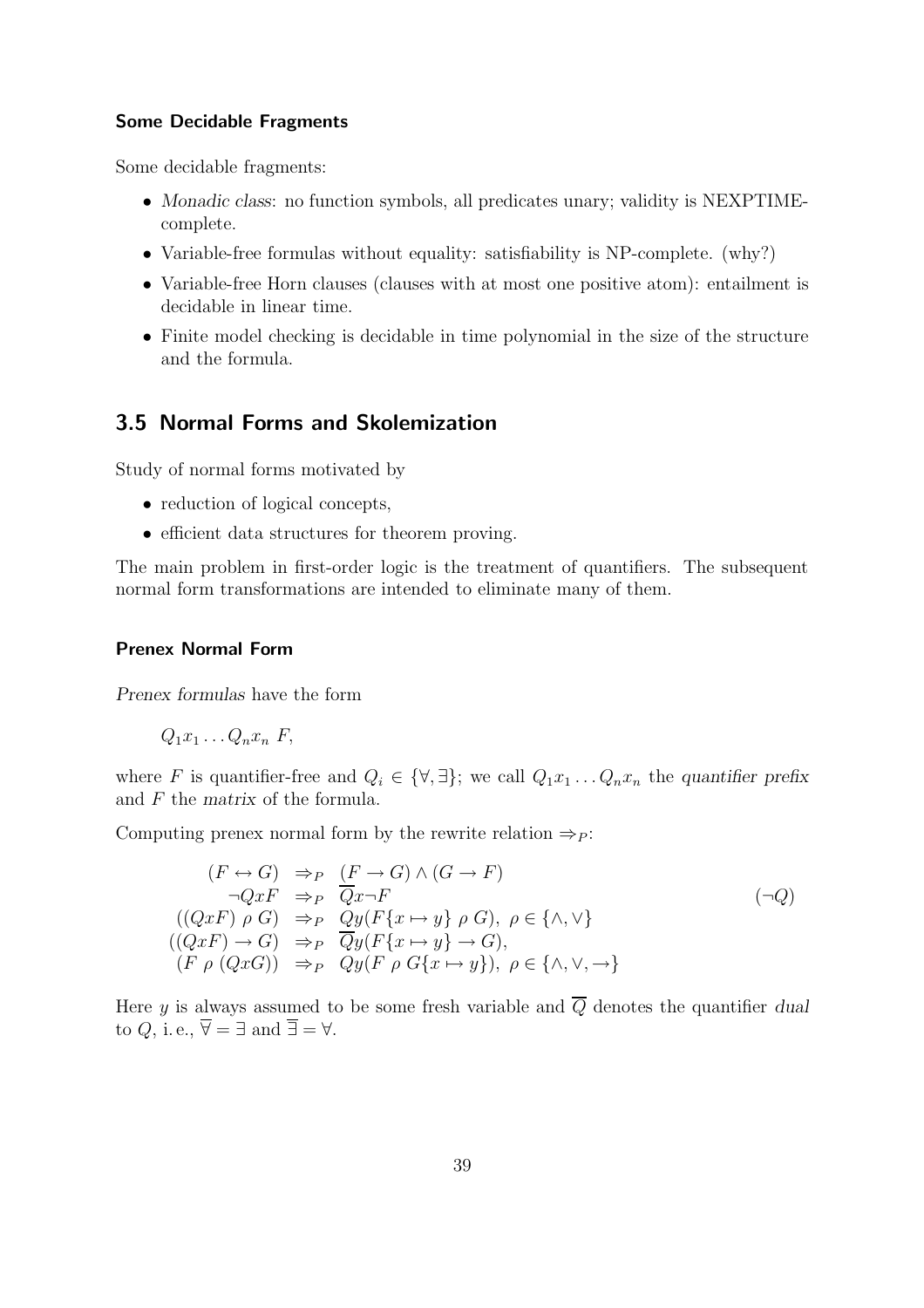#### Some Decidable Fragments

Some decidable fragments:

- *Monadic class*: no function symbols, all predicates unary; validity is NEXPTIME-complete.
- Variable-free formulas without equality: satisfiability is NP-complete. (why?)
- Variable-free Horn clauses (clauses with at most one positive atom): entailment is decidable in linear time.
- Finite model checking is decidable in time polynomial in the size of the structure and the formula.

## 3.5 Normal Forms and Skolemization

Study of normal forms motivated by

- reduction of logical concepts,
- efficient data structures for theorem proving.

The main problem in first-order logic is the treatment of quantifiers. The subsequent normal form transformations are intended to eliminate many of them.

#### Prenex Normal Form

*Prenex formulas* have the form

$$Q_1x_1 \ldots Q_nx_n \; F,$$

where $F$ is quantifier-free and $Q_i \in \{\forall, \exists\}$; we call $Q_1x_1 \ldots Q_nx_n$ the *quantifier prefix* and $F$ the *matrix* of the formula.

Computing prenex normal form by the rewrite relation $\Rightarrow_P$:

$$
\begin{array}{rcll}
(F \leftrightarrow G) & \Rightarrow_P & (F \rightarrow G) \wedge (G \rightarrow F) & \\
\neg QxF & \Rightarrow_P & \overline{Q}x\neg F & (\neg Q) \\
((QxF) \; \rho \; G) & \Rightarrow_P & Qy(F\{x \mapsto y\} \; \rho \; G), \; \rho \in \{\wedge, \vee\} & \\
((QxF) \rightarrow G) & \Rightarrow_P & \overline{Q}y(F\{x \mapsto y\} \rightarrow G), & \\
(F \; \rho \; (QxG)) & \Rightarrow_P & Qy(F \; \rho \; G\{x \mapsto y\}), \; \rho \in \{\wedge, \vee, \rightarrow\} &
\end{array}
$$

Here $y$ is always assumed to be some fresh variable and $\overline{Q}$ denotes the quantifier *dual* to $Q$, i. e., $\overline{\forall} = \exists$ and $\overline{\exists} = \forall$.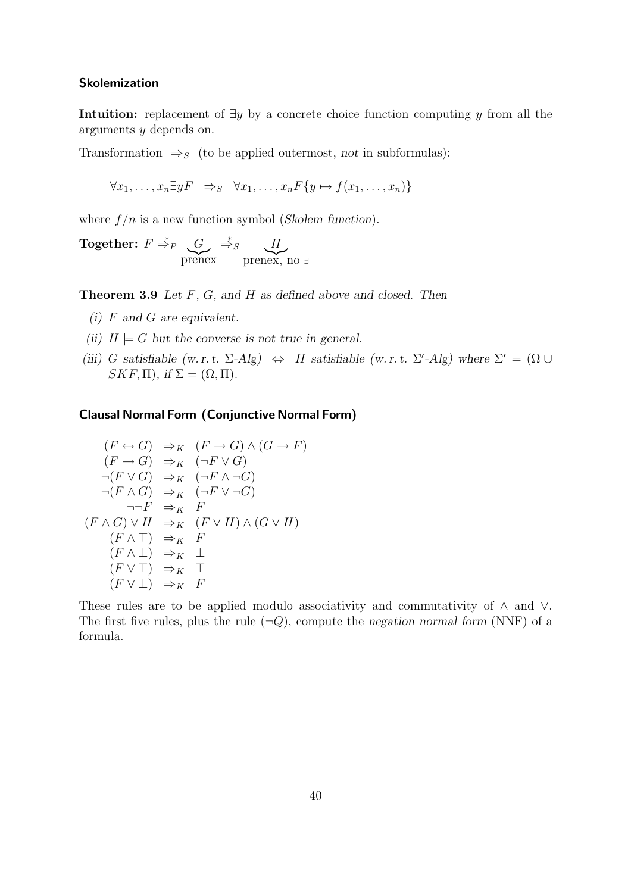### Skolemization

**Intuition:** replacement of $\exists y$ by a concrete choice function computing $y$ from all the arguments $y$ depends on.

Transformation $\Rightarrow_S$ (to be applied outermost, *not* in subformulas):

$$\forall x_1, \ldots, x_n \exists y F \;\; \Rightarrow_S \;\; \forall x_1, \ldots, x_n F\{y \mapsto f(x_1, \ldots, x_n)\}$$

where $f/n$ is a new function symbol (*Skolem function*).

**Together:** $F \stackrel{*}{\Rightarrow}_P \underbrace{G}_{\text{prenex}} \stackrel{*}{\Rightarrow}_S \underbrace{H}_{\text{prenex, no } \exists}$

**Theorem 3.9** *Let $F$, $G$, and $H$ as defined above and closed. Then*

*(i) $F$ and $G$ are equivalent.*

*(ii) $H \models G$ but the converse is not true in general.*

*(iii) $G$ satisfiable (w. r. t. $\Sigma$-Alg) $\Leftrightarrow$ $H$ satisfiable (w. r. t. $\Sigma'$-Alg) where $\Sigma' = (\Omega \cup SKF, \Pi)$, if $\Sigma = (\Omega, \Pi)$.*

### Clausal Normal Form (Conjunctive Normal Form)

$$
\begin{array}{rcl}
(F \leftrightarrow G) & \Rightarrow_K & (F \rightarrow G) \wedge (G \rightarrow F) \\
(F \rightarrow G) & \Rightarrow_K & (\neg F \vee G) \\
\neg(F \vee G) & \Rightarrow_K & (\neg F \wedge \neg G) \\
\neg(F \wedge G) & \Rightarrow_K & (\neg F \vee \neg G) \\
\neg\neg F & \Rightarrow_K & F \\
(F \wedge G) \vee H & \Rightarrow_K & (F \vee H) \wedge (G \vee H) \\
(F \wedge \top) & \Rightarrow_K & F \\
(F \wedge \bot) & \Rightarrow_K & \bot \\
(F \vee \top) & \Rightarrow_K & \top \\
(F \vee \bot) & \Rightarrow_K & F
\end{array}
$$

These rules are to be applied modulo associativity and commutativity of $\wedge$ and $\vee$. The first five rules, plus the rule $(\neg Q)$, compute the *negation normal form* (NNF) of a formula.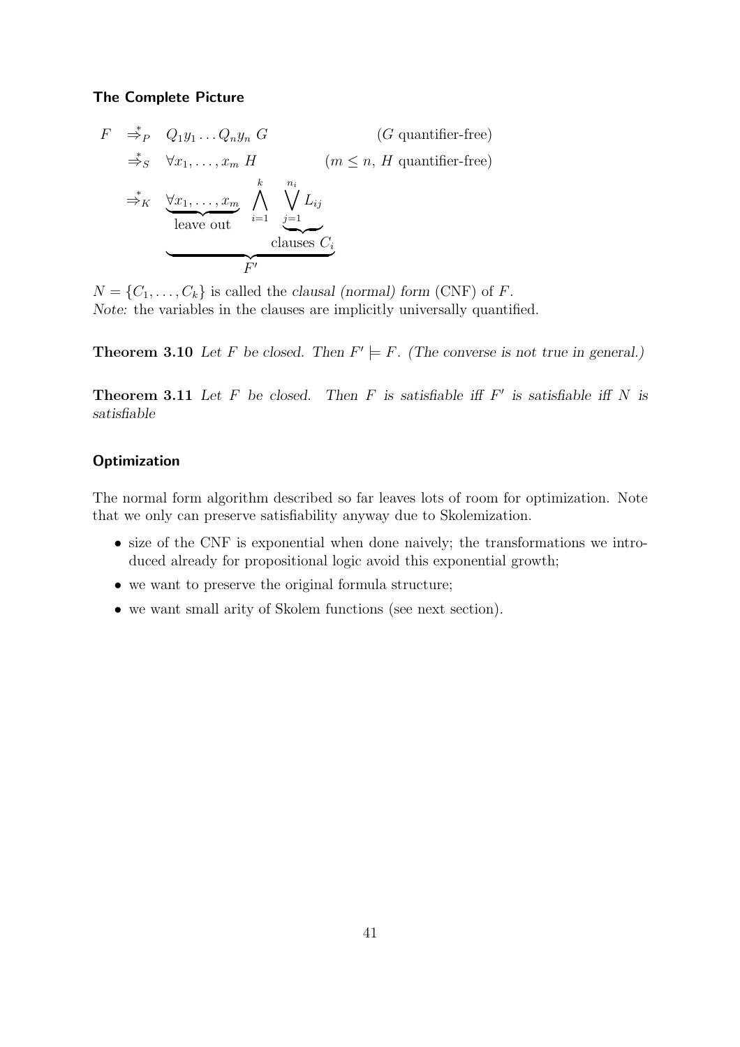### The Complete Picture

$$
\begin{aligned}
F \;&\Rightarrow^*_P\; Q_1 y_1 \ldots Q_n y_n \; G && (G \text{ quantifier-free}) \\
&\Rightarrow^*_S\; \forall x_1, \ldots, x_m \; H && (m \leq n,\ H \text{ quantifier-free}) \\
&\Rightarrow^*_K\; \underbrace{\underbrace{\forall x_1, \ldots, x_m}_{\text{leave out}} \; \bigwedge_{i=1}^{k} \underbrace{\bigvee_{j=1}^{n_i} L_{ij}}_{\text{clauses } C_i}}_{F'}
\end{aligned}
$$

$N = \{C_1, \ldots, C_k\}$ is called the *clausal (normal) form* (CNF) of $F$.
*Note:* the variables in the clauses are implicitly universally quantified.

**Theorem 3.10** *Let $F$ be closed. Then $F' \models F$. (The converse is not true in general.)*

**Theorem 3.11** *Let $F$ be closed. Then $F$ is satisfiable iff $F'$ is satisfiable iff $N$ is satisfiable*

### Optimization

The normal form algorithm described so far leaves lots of room for optimization. Note that we only can preserve satisfiability anyway due to Skolemization.

- size of the CNF is exponential when done naively; the transformations we introduced already for propositional logic avoid this exponential growth;
- we want to preserve the original formula structure;
- we want small arity of Skolem functions (see next section).